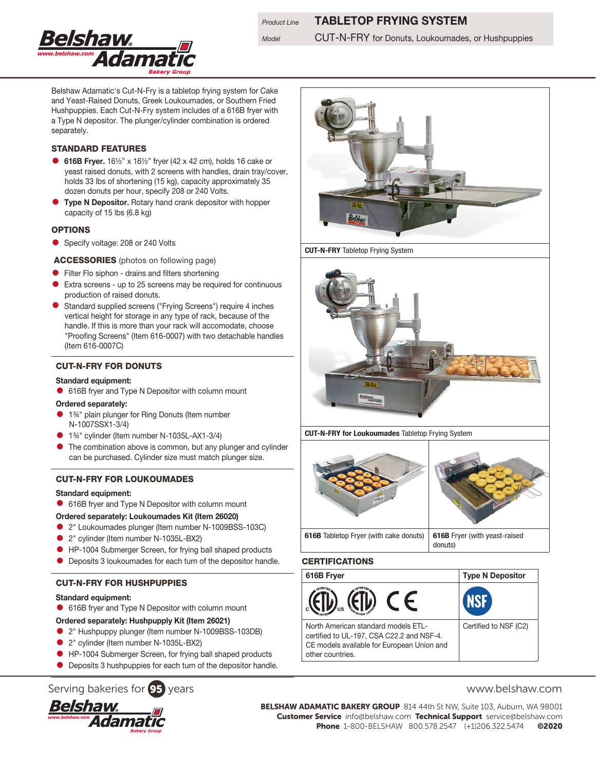| Product Line | **TABLETOP FRYING SYSTEM** |
| --- | --- |
| Model | CUT-N-FRY for Donuts, Loukoumades, or Hushpuppies |

Belshaw Adamatic's Cut-N-Fry is a tabletop frying system for Cake and Yeast-Raised Donuts, Greek Loukoumades, or Southern Fried Hushpuppies. Each Cut-N-Fry system includes of a 616B fryer with a Type N depositor. The plunger/cylinder combination is ordered separately.

## STANDARD FEATURES

- **616B Fryer.** 16½" x 16½" fryer (42 x 42 cm), holds 16 cake or yeast raised donuts, with 2 screens with handles, drain tray/cover, holds 33 lbs of shortening (15 kg), capacity approximately 35 dozen donuts per hour, specify 208 or 240 Volts.
- **Type N Depositor.** Rotary hand crank depositor with hopper capacity of 15 lbs (6.8 kg)

## OPTIONS

- Specify voltage: 208 or 240 Volts

## ACCESSORIES (photos on following page)

- Filter Flo siphon - drains and filters shortening
- Extra screens - up to 25 screens may be required for continuous production of raised donuts.
- Standard supplied screens ("Frying Screens") require 4 inches vertical height for storage in any type of rack, because of the handle. If this is more than your rack will accomodate, choose "Proofing Screens" (Item 616-0007) with two detachable handles (Item 616-0007C)

## CUT-N-FRY FOR DONUTS

**Standard equipment:**

- 616B fryer and Type N Depositor with column mount

**Ordered separately:**

- 1¾" plain plunger for Ring Donuts (Item number N-1007SSX1-3/4)
- 1¾" cylinder (Item number N-1035L-AX1-3/4)
- The combination above is common, but any plunger and cylinder can be purchased. Cylinder size must match plunger size.

## CUT-N-FRY FOR LOUKOUMADES

**Standard equipment:**

- 616B fryer and Type N Depositor with column mount

**Ordered separately: Loukoumades Kit (Item 26020)**

- 2" Loukoumades plunger (Item number N-1009BSS-103C)
- 2" cylinder (Item number N-1035L-BX2)
- HP-1004 Submerger Screen, for frying ball shaped products
- Deposits 3 loukoumades for each turn of the depositor handle.

## CUT-N-FRY FOR HUSHPUPPIES

**Standard equipment:**

- 616B fryer and Type N Depositor with column mount

**Ordered separately: Hushpupply Kit (Item 26021)**

- 2" Hushpuppy plunger (Item number N-1009BSS-103DB)
- 2" cylinder (Item number N-1035L-BX2)
- HP-1004 Submerger Screen, for frying ball shaped products
- Deposits 3 hushpuppies for each turn of the depositor handle.

**CUT-N-FRY** Tabletop Frying System

**CUT-N-FRY for Loukoumades** Tabletop Frying System

**616B** Tabletop Fryer (with cake donuts)

**616B** Fryer (with yeast-raised donuts)

## CERTIFICATIONS

| 616B Fryer | Type N Depositor |
| --- | --- |
| North American standard models ETL-certified to UL-197, CSA C22.2 and NSF-4. CE models available for European Union and other countries. | Certified to NSF (C2) |

Serving bakeries for 95 years

www.belshaw.com

**BELSHAW ADAMATIC BAKERY GROUP** 814 44th St NW, Suite 103, Auburn, WA 98001
**Customer Service** info@belshaw.com **Technical Support** service@belshaw.com
**Phone** 1-800-BELSHAW 800.578.2547 (+1)206.322.5474 **©2020**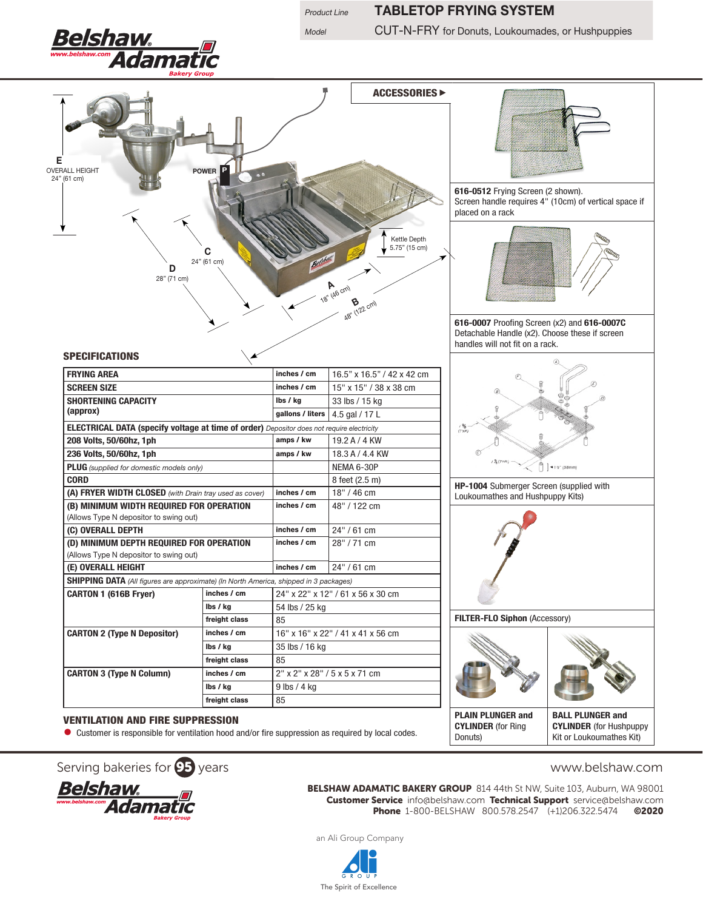| Product Line | TABLETOP FRYING SYSTEM |
|---|---|
| Model | CUT-N-FRY for Donuts, Loukoumades, or Hushpuppies |

E
OVERALL HEIGHT
24" (61 cm)

POWER P

C
24" (61 cm)

D
28" (71 cm)

Kettle Depth
5.75" (15 cm)

A
18" (46 cm)

B
48" (122 cm)

## ACCESSORIES ▶

**616-0512** Frying Screen (2 shown).
Screen handle requires 4" (10cm) of vertical space if placed on a rack

**616-0007** Proofing Screen (x2) and **616-0007C** Detachable Handle (x2). Choose these if screen handles will not fit on a rack.

**HP-1004** Submerger Screen (supplied with Loukoumathes and Hushpuppy Kits)

**FILTER-FLO Siphon** (Accessory)

**PLAIN PLUNGER and CYLINDER** (for Ring Donuts)

**BALL PLUNGER and CYLINDER** (for Hushpuppy Kit or Loukoumathes Kit)

## SPECIFICATIONS

| | | |
|---|---|---|
| **FRYING AREA** | **inches / cm** | 16.5" x 16.5" / 42 x 42 cm |
| **SCREEN SIZE** | **inches / cm** | 15" x 15" / 38 x 38 cm |
| **SHORTENING CAPACITY (approx)** | **lbs / kg** | 33 lbs / 15 kg |
| | **gallons / liters** | 4.5 gal / 17 L |
| **ELECTRICAL DATA (specify voltage at time of order)** *Depositor does not require electricity* | | |
| **208 Volts, 50/60hz, 1ph** | **amps / kw** | 19.2 A / 4 KW |
| **236 Volts, 50/60hz, 1ph** | **amps / kw** | 18.3 A / 4.4 KW |
| **PLUG** *(supplied for domestic models only)* | | NEMA 6-30P |
| **CORD** | | 8 feet (2.5 m) |
| **(A) FRYER WIDTH CLOSED** *(with Drain tray used as cover)* | **inches / cm** | 18" / 46 cm |
| **(B) MINIMUM WIDTH REQUIRED FOR OPERATION** (Allows Type N depositor to swing out) | **inches / cm** | 48" / 122 cm |
| **(C) OVERALL DEPTH** | **inches / cm** | 24" / 61 cm |
| **(D) MINIMUM DEPTH REQUIRED FOR OPERATION** (Allows Type N depositor to swing out) | **inches / cm** | 28" / 71 cm |
| **(E) OVERALL HEIGHT** | **inches / cm** | 24" / 61 cm |

| | | |
|---|---|---|
| **SHIPPING DATA** *(All figures are approximate) (In North America, shipped in 3 packages)* | | |
| **CARTON 1 (616B Fryer)** | **inches / cm** | 24" x 22" x 12" / 61 x 56 x 30 cm |
| | **lbs / kg** | 54 lbs / 25 kg |
| | **freight class** | 85 |
| **CARTON 2 (Type N Depositor)** | **inches / cm** | 16" x 16" x 22" / 41 x 41 x 56 cm |
| | **lbs / kg** | 35 lbs / 16 kg |
| | **freight class** | 85 |
| **CARTON 3 (Type N Column)** | **inches / cm** | 2" x 2" x 28" / 5 x 5 x 71 cm |
| | **lbs / kg** | 9 lbs / 4 kg |
| | **freight class** | 85 |

## VENTILATION AND FIRE SUPPRESSION

- Customer is responsible for ventilation hood and/or fire suppression as required by local codes.

Serving bakeries for 95 years

www.belshaw.com

**BELSHAW ADAMATIC BAKERY GROUP** 814 44th St NW, Suite 103, Auburn, WA 98001
**Customer Service** info@belshaw.com **Technical Support** service@belshaw.com
**Phone** 1-800-BELSHAW 800.578.2547 (+1)206.322.5474 **©2020**

an Ali Group Company

The Spirit of Excellence